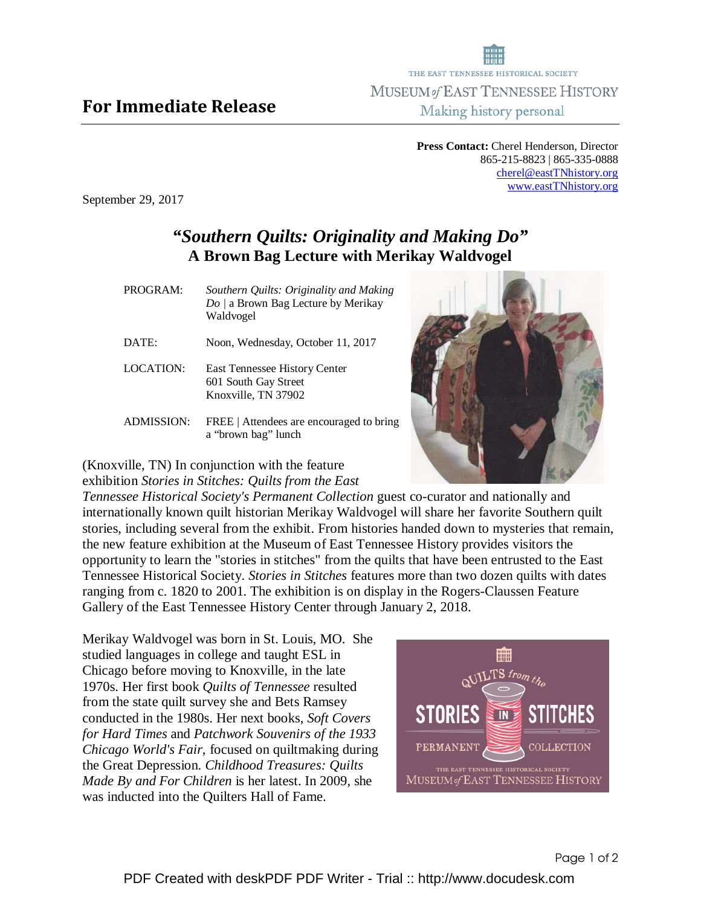THE EAST TENNESSEE HISTORICAL SOCIETY
MUSEUM of EAST TENNESSEE HISTORY
Making history personal

# For Immediate Release

**Press Contact:** Cherel Henderson, Director
865-215-8823 | 865-335-0888
cherel@eastTNhistory.org
www.eastTNhistory.org

September 29, 2017

## *"Southern Quilts: Originality and Making Do"*
## A Brown Bag Lecture with Merikay Waldvogel

| | |
|---|---|
| PROGRAM: | *Southern Quilts: Originality and Making Do* \| a Brown Bag Lecture by Merikay Waldvogel |
| DATE: | Noon, Wednesday, October 11, 2017 |
| LOCATION: | East Tennessee History Center<br>601 South Gay Street<br>Knoxville, TN 37902 |
| ADMISSION: | FREE \| Attendees are encouraged to bring a "brown bag" lunch |

(Knoxville, TN) In conjunction with the feature exhibition *Stories in Stitches: Quilts from the East Tennessee Historical Society's Permanent Collection* guest co-curator and nationally and internationally known quilt historian Merikay Waldvogel will share her favorite Southern quilt stories, including several from the exhibit. From histories handed down to mysteries that remain, the new feature exhibition at the Museum of East Tennessee History provides visitors the opportunity to learn the "stories in stitches" from the quilts that have been entrusted to the East Tennessee Historical Society. *Stories in Stitches* features more than two dozen quilts with dates ranging from c. 1820 to 2001. The exhibition is on display in the Rogers-Claussen Feature Gallery of the East Tennessee History Center through January 2, 2018.

Merikay Waldvogel was born in St. Louis, MO. She studied languages in college and taught ESL in Chicago before moving to Knoxville, in the late 1970s. Her first book *Quilts of Tennessee* resulted from the state quilt survey she and Bets Ramsey conducted in the 1980s. Her next books, *Soft Covers for Hard Times* and *Patchwork Souvenirs of the 1933 Chicago World's Fair*, focused on quiltmaking during the Great Depression. *Childhood Treasures: Quilts Made By and For Children* is her latest. In 2009, she was inducted into the Quilters Hall of Fame.

QUILTS from the STORIES IN STITCHES PERMANENT COLLECTION
THE EAST TENNESSEE HISTORICAL SOCIETY
MUSEUM of EAST TENNESSEE HISTORY

PDF Created with deskPDF PDF Writer - Trial :: http://www.docudesk.com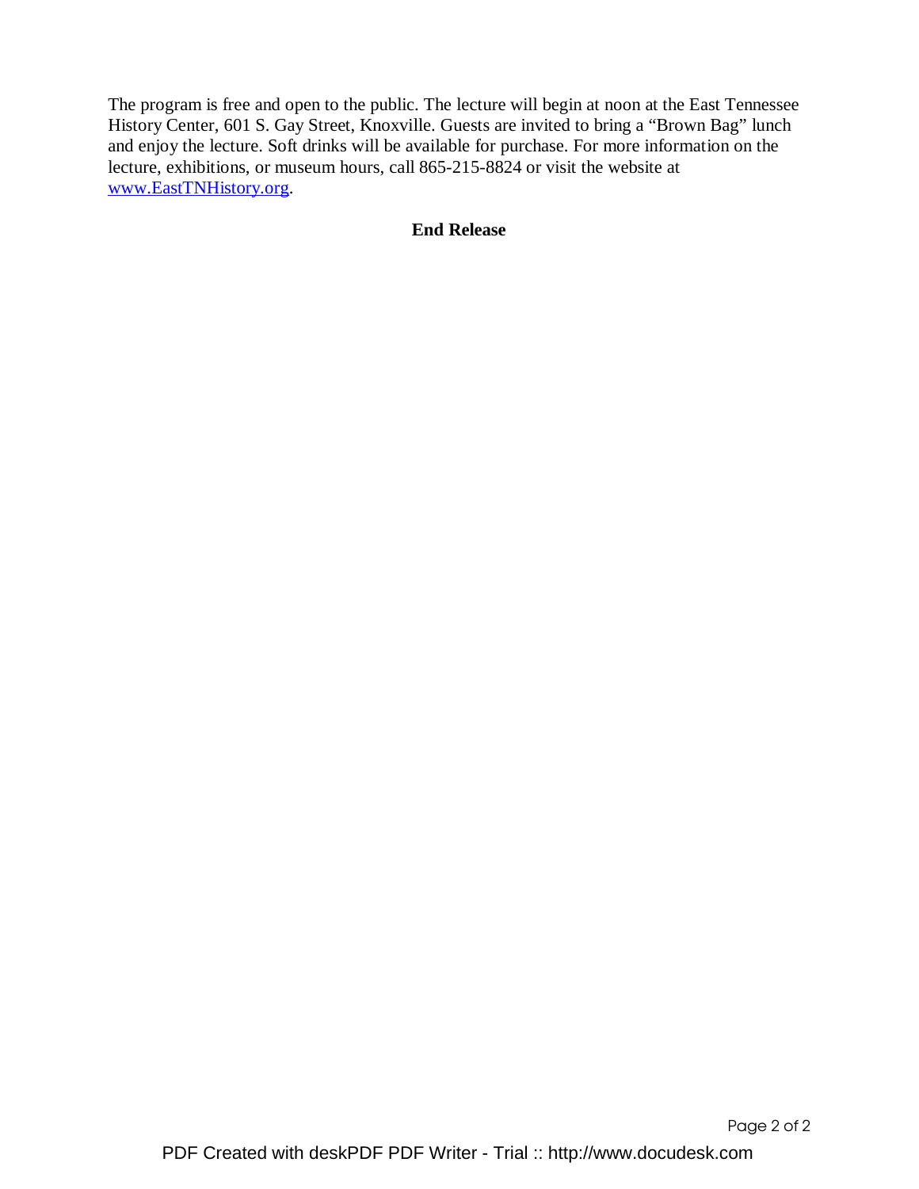The program is free and open to the public. The lecture will begin at noon at the East Tennessee History Center, 601 S. Gay Street, Knoxville. Guests are invited to bring a "Brown Bag" lunch and enjoy the lecture. Soft drinks will be available for purchase. For more information on the lecture, exhibitions, or museum hours, call 865-215-8824 or visit the website at [www.EastTNHistory.org](http://www.EastTNHistory.org).

**End Release**

PDF Created with deskPDF PDF Writer - Trial :: http://www.docudesk.com